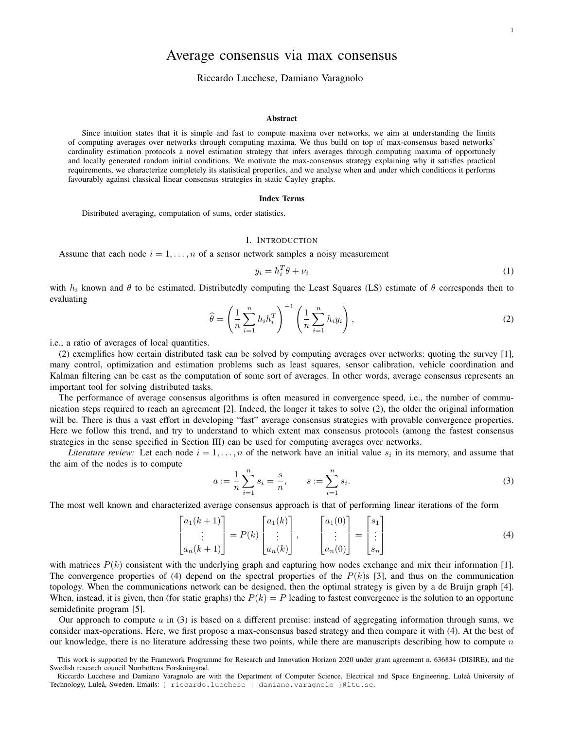# Average consensus via max consensus

Riccardo Lucchese, Damiano Varagnolo

### Abstract

Since intuition states that it is simple and fast to compute maxima over networks, we aim at understanding the limits of computing averages over networks through computing maxima. We thus build on top of max-consensus based networks' cardinality estimation protocols a novel estimation strategy that infers averages through computing maxima of opportunely and locally generated random initial conditions. We motivate the max-consensus strategy explaining why it satisfies practical requirements, we characterize completely its statistical properties, and we analyse when and under which conditions it performs favourably against classical linear consensus strategies in static Cayley graphs.

### Index Terms

Distributed averaging, computation of sums, order statistics.

## I. Introduction

Assume that each node $i = 1, \ldots, n$ of a sensor network samples a noisy measurement

$$y_i = h_i^T \theta + \nu_i \tag{1}$$

with $h_i$ known and $\theta$ to be estimated. Distributedly computing the Least Squares (LS) estimate of $\theta$ corresponds then to evaluating

$$\widehat{\theta} = \left( \frac{1}{n} \sum_{i=1}^{n} h_i h_i^T \right)^{-1} \left( \frac{1}{n} \sum_{i=1}^{n} h_i y_i \right), \tag{2}$$

i.e., a ratio of averages of local quantities.

(2) exemplifies how certain distributed task can be solved by computing averages over networks: quoting the survey [1], many control, optimization and estimation problems such as least squares, sensor calibration, vehicle coordination and Kalman filtering can be cast as the computation of some sort of averages. In other words, average consensus represents an important tool for solving distributed tasks.

The performance of average consensus algorithms is often measured in convergence speed, i.e., the number of communication steps required to reach an agreement [2]. Indeed, the longer it takes to solve (2), the older the original information will be. There is thus a vast effort in developing "fast" average consensus strategies with provable convergence properties. Here we follow this trend, and try to understand to which extent max consensus protocols (among the fastest consensus strategies in the sense specified in Section III) can be used for computing averages over networks.

*Literature review:* Let each node $i = 1, \ldots, n$ of the network have an initial value $s_i$ in its memory, and assume that the aim of the nodes is to compute

$$a := \frac{1}{n} \sum_{i=1}^{n} s_i = \frac{s}{n}, \qquad s := \sum_{i=1}^{n} s_i. \tag{3}$$

The most well known and characterized average consensus approach is that of performing linear iterations of the form

$$\begin{bmatrix} a_1(k+1) \\ \vdots \\ a_n(k+1) \end{bmatrix} = P(k) \begin{bmatrix} a_1(k) \\ \vdots \\ a_n(k) \end{bmatrix}, \qquad \begin{bmatrix} a_1(0) \\ \vdots \\ a_n(0) \end{bmatrix} = \begin{bmatrix} s_1 \\ \vdots \\ s_n \end{bmatrix} \tag{4}$$

with matrices $P(k)$ consistent with the underlying graph and capturing how nodes exchange and mix their information [1]. The convergence properties of (4) depend on the spectral properties of the $P(k)$s [3], and thus on the communication topology. When the communications network can be designed, then the optimal strategy is given by a de Bruijn graph [4]. When, instead, it is given, then (for static graphs) the $P(k) = P$ leading to fastest convergence is the solution to an opportune semidefinite program [5].

Our approach to compute $a$ in (3) is based on a different premise: instead of aggregating information through sums, we consider max-operations. Here, we first propose a max-consensus based strategy and then compare it with (4). At the best of our knowledge, there is no literature addressing these two points, while there are manuscripts describing how to compute $n$

This work is supported by the Framework Programme for Research and Innovation Horizon 2020 under grant agreement n. 636834 (DISIRE), and the Swedish research council Norrbottens Forskningsråd.

Riccardo Lucchese and Damiano Varagnolo are with the Department of Computer Science, Electrical and Space Engineering, Luleå University of Technology, Luleå, Sweden. Emails: { riccardo.lucchese | damiano.varagnolo }@ltu.se.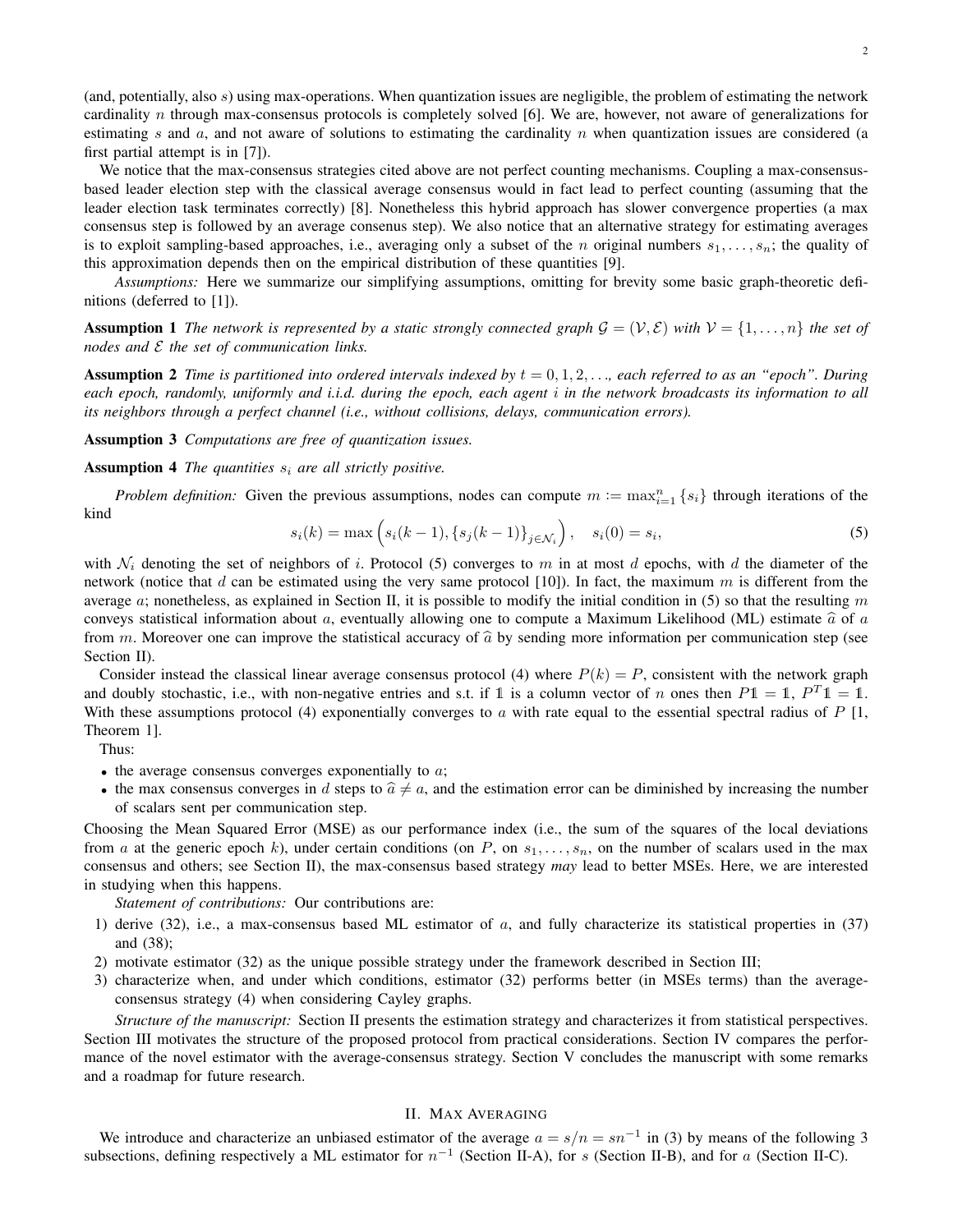(and, potentially, also $s$) using max-operations. When quantization issues are negligible, the problem of estimating the network cardinality $n$ through max-consensus protocols is completely solved [6]. We are, however, not aware of generalizations for estimating $s$ and $a$, and not aware of solutions to estimating the cardinality $n$ when quantization issues are considered (a first partial attempt is in [7]).

We notice that the max-consensus strategies cited above are not perfect counting mechanisms. Coupling a max-consensus-based leader election step with the classical average consensus would in fact lead to perfect counting (assuming that the leader election task terminates correctly) [8]. Nonetheless this hybrid approach has slower convergence properties (a max consensus step is followed by an average consenus step). We also notice that an alternative strategy for estimating averages is to exploit sampling-based approaches, i.e., averaging only a subset of the $n$ original numbers $s_1, \ldots, s_n$; the quality of this approximation depends then on the empirical distribution of these quantities [9].

*Assumptions:* Here we summarize our simplifying assumptions, omitting for brevity some basic graph-theoretic definitions (deferred to [1]).

**Assumption 1** *The network is represented by a static strongly connected graph $\mathcal{G} = (\mathcal{V}, \mathcal{E})$ with $\mathcal{V} = \{1, \ldots, n\}$ the set of nodes and $\mathcal{E}$ the set of communication links.*

**Assumption 2** *Time is partitioned into ordered intervals indexed by $t = 0, 1, 2, \ldots$, each referred to as an "epoch". During each epoch, randomly, uniformly and i.i.d. during the epoch, each agent $i$ in the network broadcasts its information to all its neighbors through a perfect channel (i.e., without collisions, delays, communication errors).*

**Assumption 3** *Computations are free of quantization issues.*

**Assumption 4** *The quantities $s_i$ are all strictly positive.*

*Problem definition:* Given the previous assumptions, nodes can compute $m := \max_{i=1}^{n} \{s_i\}$ through iterations of the kind

$$s_i(k) = \max\left(s_i(k-1), \{s_j(k-1)\}_{j \in \mathcal{N}_i}\right), \quad s_i(0) = s_i, \tag{5}$$

with $\mathcal{N}_i$ denoting the set of neighbors of $i$. Protocol (5) converges to $m$ in at most $d$ epochs, with $d$ the diameter of the network (notice that $d$ can be estimated using the very same protocol [10]). In fact, the maximum $m$ is different from the average $a$; nonetheless, as explained in Section II, it is possible to modify the initial condition in (5) so that the resulting $m$ conveys statistical information about $a$, eventually allowing one to compute a Maximum Likelihood (ML) estimate $\widehat{a}$ of $a$ from $m$. Moreover one can improve the statistical accuracy of $\widehat{a}$ by sending more information per communication step (see Section II).

Consider instead the classical linear average consensus protocol (4) where $P(k) = P$, consistent with the network graph and doubly stochastic, i.e., with non-negative entries and s.t. if $\mathbb{1}$ is a column vector of $n$ ones then $P\mathbb{1} = \mathbb{1}$, $P^T\mathbb{1} = \mathbb{1}$. With these assumptions protocol (4) exponentially converges to $a$ with rate equal to the essential spectral radius of $P$ [1, Theorem 1].

Thus:

- the average consensus converges exponentially to $a$;
- the max consensus converges in $d$ steps to $\widehat{a} \neq a$, and the estimation error can be diminished by increasing the number of scalars sent per communication step.

Choosing the Mean Squared Error (MSE) as our performance index (i.e., the sum of the squares of the local deviations from $a$ at the generic epoch $k$), under certain conditions (on $P$, on $s_1, \ldots, s_n$, on the number of scalars used in the max consensus and others; see Section II), the max-consensus based strategy *may* lead to better MSEs. Here, we are interested in studying when this happens.

*Statement of contributions:* Our contributions are:

1) derive (32), i.e., a max-consensus based ML estimator of $a$, and fully characterize its statistical properties in (37) and (38);
2) motivate estimator (32) as the unique possible strategy under the framework described in Section III;
3) characterize when, and under which conditions, estimator (32) performs better (in MSEs terms) than the average-consensus strategy (4) when considering Cayley graphs.

*Structure of the manuscript:* Section II presents the estimation strategy and characterizes it from statistical perspectives. Section III motivates the structure of the proposed protocol from practical considerations. Section IV compares the performance of the novel estimator with the average-consensus strategy. Section V concludes the manuscript with some remarks and a roadmap for future research.

## II. Max Averaging

We introduce and characterize an unbiased estimator of the average $a = s/n = sn^{-1}$ in (3) by means of the following 3 subsections, defining respectively a ML estimator for $n^{-1}$ (Section II-A), for $s$ (Section II-B), and for $a$ (Section II-C).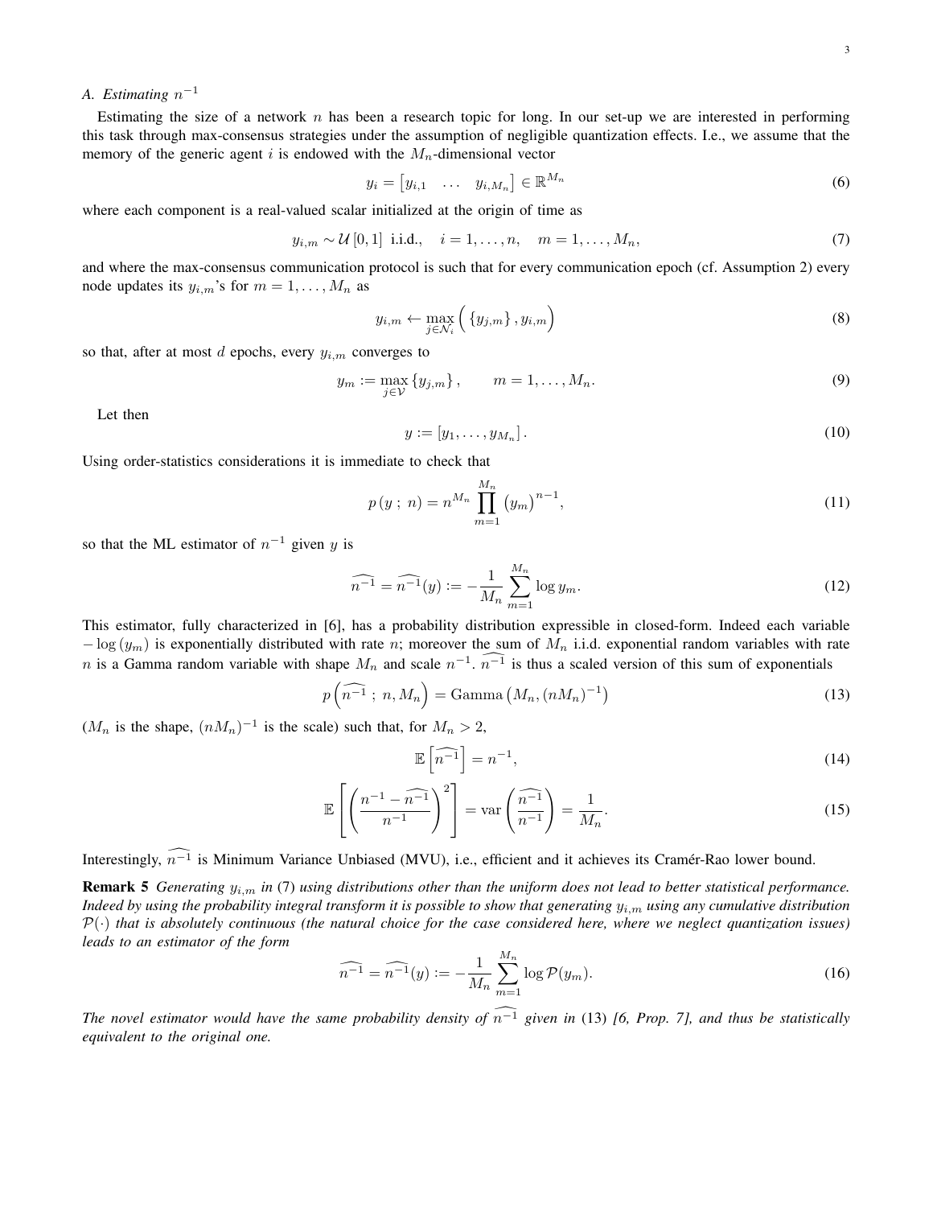### A. Estimating $n^{-1}$

Estimating the size of a network $n$ has been a research topic for long. In our set-up we are interested in performing this task through max-consensus strategies under the assumption of negligible quantization effects. I.e., we assume that the memory of the generic agent $i$ is endowed with the $M_n$-dimensional vector

$$y_i = \begin{bmatrix} y_{i,1} & \dots & y_{i,M_n} \end{bmatrix} \in \mathbb{R}^{M_n} \tag{6}$$

where each component is a real-valued scalar initialized at the origin of time as

$$y_{i,m} \sim \mathcal{U}\left[0,1\right] \text{ i.i.d.}, \quad i = 1, \dots, n, \quad m = 1, \dots, M_n, \tag{7}$$

and where the max-consensus communication protocol is such that for every communication epoch (cf. Assumption 2) every node updates its $y_{i,m}$'s for $m = 1, \dots, M_n$ as

$$y_{i,m} \leftarrow \max_{j \in \mathcal{N}_i} \Big( \left\{ y_{j,m} \right\}, y_{i,m} \Big) \tag{8}$$

so that, after at most $d$ epochs, every $y_{i,m}$ converges to

$$y_m := \max_{j \in \mathcal{V}} \left\{ y_{j,m} \right\}, \qquad m = 1, \dots, M_n. \tag{9}$$

Let then

$$y := \left[ y_1, \dots, y_{M_n} \right]. \tag{10}$$

Using order-statistics considerations it is immediate to check that

$$p\left(y \,;\, n\right) = n^{M_n} \prod_{m=1}^{M_n} \left(y_m\right)^{n-1}, \tag{11}$$

so that the ML estimator of $n^{-1}$ given $y$ is

$$\widehat{n^{-1}} = \widehat{n^{-1}}(y) := -\frac{1}{M_n} \sum_{m=1}^{M_n} \log y_m. \tag{12}$$

This estimator, fully characterized in [6], has a probability distribution expressible in closed-form. Indeed each variable $-\log\left(y_m\right)$ is exponentially distributed with rate $n$; moreover the sum of $M_n$ i.i.d. exponential random variables with rate $n$ is a Gamma random variable with shape $M_n$ and scale $n^{-1}$. $\widehat{n^{-1}}$ is thus a scaled version of this sum of exponentials

$$p\left(\widehat{n^{-1}} \,;\, n, M_n\right) = \mathrm{Gamma}\left(M_n, (nM_n)^{-1}\right) \tag{13}$$

($M_n$ is the shape, $(nM_n)^{-1}$ is the scale) such that, for $M_n > 2$,

$$\mathbb{E}\left[\widehat{n^{-1}}\right] = n^{-1}, \tag{14}$$

$$\mathbb{E}\left[\left(\frac{n^{-1} - \widehat{n^{-1}}}{n^{-1}}\right)^2\right] = \mathrm{var}\left(\frac{\widehat{n^{-1}}}{n^{-1}}\right) = \frac{1}{M_n}. \tag{15}$$

Interestingly, $\widehat{n^{-1}}$ is Minimum Variance Unbiased (MVU), i.e., efficient and it achieves its Cramér-Rao lower bound.

**Remark 5** *Generating $y_{i,m}$ in* (7) *using distributions other than the uniform does not lead to better statistical performance. Indeed by using the probability integral transform it is possible to show that generating $y_{i,m}$ using any cumulative distribution $\mathcal{P}(\cdot)$ that is absolutely continuous (the natural choice for the case considered here, where we neglect quantization issues) leads to an estimator of the form*

$$\widehat{n^{-1}} = \widehat{n^{-1}}(y) := -\frac{1}{M_n} \sum_{m=1}^{M_n} \log \mathcal{P}(y_m). \tag{16}$$

*The novel estimator would have the same probability density of $\widehat{n^{-1}}$ given in* (13) *[6, Prop. 7], and thus be statistically equivalent to the original one.*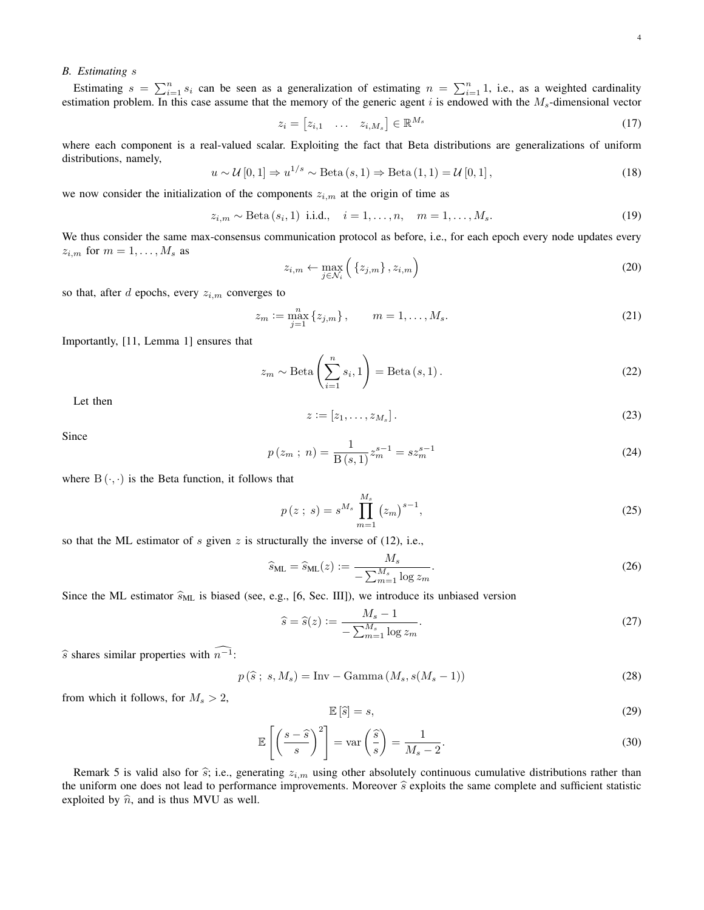### B. Estimating $s$

Estimating $s = \sum_{i=1}^{n} s_i$ can be seen as a generalization of estimating $n = \sum_{i=1}^{n} 1$, i.e., as a weighted cardinality estimation problem. In this case assume that the memory of the generic agent $i$ is endowed with the $M_s$-dimensional vector

$$z_i = \begin{bmatrix} z_{i,1} & \dots & z_{i,M_s} \end{bmatrix} \in \mathbb{R}^{M_s} \tag{17}$$

where each component is a real-valued scalar. Exploiting the fact that Beta distributions are generalizations of uniform distributions, namely,

$$u \sim \mathcal{U}\left[0,1\right] \Rightarrow u^{1/s} \sim \mathrm{Beta}\left(s,1\right) \Rightarrow \mathrm{Beta}\left(1,1\right) = \mathcal{U}\left[0,1\right], \tag{18}$$

we now consider the initialization of the components $z_{i,m}$ at the origin of time as

$$z_{i,m} \sim \mathrm{Beta}\left(s_i,1\right) \text{ i.i.d.}, \quad i = 1,\dots,n, \quad m = 1,\dots,M_s. \tag{19}$$

We thus consider the same max-consensus communication protocol as before, i.e., for each epoch every node updates every $z_{i,m}$ for $m = 1,\dots,M_s$ as

$$z_{i,m} \leftarrow \max_{j \in \mathcal{N}_i} \Big( \left\{ z_{j,m} \right\}, z_{i,m} \Big) \tag{20}$$

so that, after $d$ epochs, every $z_{i,m}$ converges to

$$z_m := \max_{j=1}^{n} \left\{ z_{j,m} \right\}, \qquad m = 1,\dots,M_s. \tag{21}$$

Importantly, [11, Lemma 1] ensures that

$$z_m \sim \mathrm{Beta}\left( \sum_{i=1}^{n} s_i, 1 \right) = \mathrm{Beta}\left(s,1\right). \tag{22}$$

Let then

$$z := \left[ z_1, \dots, z_{M_s} \right]. \tag{23}$$

Since

$$p\left(z_m \,;\, n\right) = \frac{1}{\mathrm{B}\left(s,1\right)} z_m^{s-1} = s z_m^{s-1} \tag{24}$$

where $\mathrm{B}\left(\cdot,\cdot\right)$ is the Beta function, it follows that

$$p\left(z \,;\, s\right) = s^{M_s} \prod_{m=1}^{M_s} \left(z_m\right)^{s-1}, \tag{25}$$

so that the ML estimator of $s$ given $z$ is structurally the inverse of (12), i.e.,

$$\widehat{s}_{\mathrm{ML}} = \widehat{s}_{\mathrm{ML}}(z) := \frac{M_s}{-\sum_{m=1}^{M_s} \log z_m}. \tag{26}$$

Since the ML estimator $\widehat{s}_{\mathrm{ML}}$ is biased (see, e.g., [6, Sec. III]), we introduce its unbiased version

$$\widehat{s} = \widehat{s}(z) := \frac{M_s - 1}{-\sum_{m=1}^{M_s} \log z_m}. \tag{27}$$

$\widehat{s}$ shares similar properties with $\widehat{n^{-1}}$:

$$p\left(\widehat{s} \,;\, s, M_s\right) = \mathrm{Inv-Gamma}\left(M_s, s(M_s - 1)\right) \tag{28}$$

from which it follows, for $M_s > 2$,

$$\mathbb{E}\left[\widehat{s}\right] = s, \tag{29}$$

$$\mathbb{E}\left[ \left( \frac{s - \widehat{s}}{s} \right)^2 \right] = \mathrm{var}\left( \frac{\widehat{s}}{s} \right) = \frac{1}{M_s - 2}. \tag{30}$$

Remark 5 is valid also for $\widehat{s}$; i.e., generating $z_{i,m}$ using other absolutely continuous cumulative distributions rather than the uniform one does not lead to performance improvements. Moreover $\widehat{s}$ exploits the same complete and sufficient statistic exploited by $\widehat{n}$, and is thus MVU as well.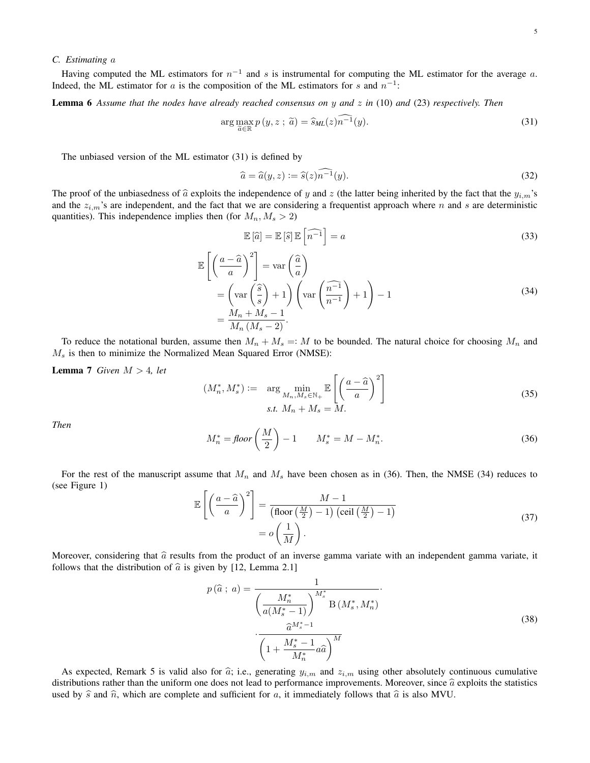### C. Estimating $a$

Having computed the ML estimators for $n^{-1}$ and $s$ is instrumental for computing the ML estimator for the average $a$. Indeed, the ML estimator for $a$ is the composition of the ML estimators for $s$ and $n^{-1}$:

**Lemma 6** *Assume that the nodes have already reached consensus on $y$ and $z$ in* (10) *and* (23) *respectively. Then*

$$\arg\max_{\widetilde{a}\in\mathbb{R}} p\left(y, z \,;\, \widetilde{a}\right) = \widehat{s}_{ML}(z)\widehat{n^{-1}}(y). \tag{31}$$

The unbiased version of the ML estimator (31) is defined by

$$\widehat{a} = \widehat{a}(y, z) := \widehat{s}(z)\widehat{n^{-1}}(y). \tag{32}$$

The proof of the unbiasedness of $\widehat{a}$ exploits the independence of $y$ and $z$ (the latter being inherited by the fact that the $y_{i,m}$'s and the $z_{i,m}$'s are independent, and the fact that we are considering a frequentist approach where $n$ and $s$ are deterministic quantities). This independence implies then (for $M_n, M_s > 2$)

$$\mathbb{E}\left[\widehat{a}\right] = \mathbb{E}\left[\widehat{s}\right]\mathbb{E}\left[\widehat{n^{-1}}\right] = a \tag{33}$$

$$\begin{aligned}
\mathbb{E}\left[\left(\frac{a-\widehat{a}}{a}\right)^2\right] &= \operatorname{var}\left(\frac{\widehat{a}}{a}\right) \\
&= \left(\operatorname{var}\left(\frac{\widehat{s}}{s}\right)+1\right)\left(\operatorname{var}\left(\frac{\widehat{n^{-1}}}{n^{-1}}\right)+1\right)-1 \\
&= \frac{M_n + M_s - 1}{M_n\left(M_s - 2\right)}.
\end{aligned} \tag{34}$$

To reduce the notational burden, assume then $M_n + M_s =: M$ to be bounded. The natural choice for choosing $M_n$ and $M_s$ is then to minimize the Normalized Mean Squared Error (NMSE):

**Lemma 7** *Given $M > 4$, let*

$$\begin{aligned}
(M_n^*, M_s^*) := \quad & \arg\min_{M_n, M_s \in \mathbb{N}_+} \mathbb{E}\left[\left(\frac{a-\widehat{a}}{a}\right)^2\right] \\
& \text{s.t. } M_n + M_s = M.
\end{aligned} \tag{35}$$

*Then*

$$M_n^* = \text{floor}\left(\frac{M}{2}\right) - 1 \qquad M_s^* = M - M_n^*. \tag{36}$$

For the rest of the manuscript assume that $M_n$ and $M_s$ have been chosen as in (36). Then, the NMSE (34) reduces to (see Figure 1)

$$\begin{aligned}
\mathbb{E}\left[\left(\frac{a-\widehat{a}}{a}\right)^2\right] &= \frac{M-1}{\left(\text{floor}\left(\frac{M}{2}\right)-1\right)\left(\text{ceil}\left(\frac{M}{2}\right)-1\right)} \\
&= o\left(\frac{1}{M}\right).
\end{aligned} \tag{37}$$

Moreover, considering that $\widehat{a}$ results from the product of an inverse gamma variate with an independent gamma variate, it follows that the distribution of $\widehat{a}$ is given by [12, Lemma 2.1]

$$\begin{aligned}
p\left(\widehat{a} \,;\, a\right) = &\frac{1}{\left(\dfrac{M_n^*}{a(M_s^*-1)}\right)^{M_s^*} \mathrm{B}\left(M_s^*, M_n^*\right)} \cdot \\
&\cdot \frac{\widehat{a}^{M_s^*-1}}{\left(1 + \dfrac{M_s^*-1}{M_n^*} a\widehat{a}\right)^M}
\end{aligned} \tag{38}$$

As expected, Remark 5 is valid also for $\widehat{a}$; i.e., generating $y_{i,m}$ and $z_{i,m}$ using other absolutely continuous cumulative distributions rather than the uniform one does not lead to performance improvements. Moreover, since $\widehat{a}$ exploits the statistics used by $\widehat{s}$ and $\widehat{n}$, which are complete and sufficient for $a$, it immediately follows that $\widehat{a}$ is also MVU.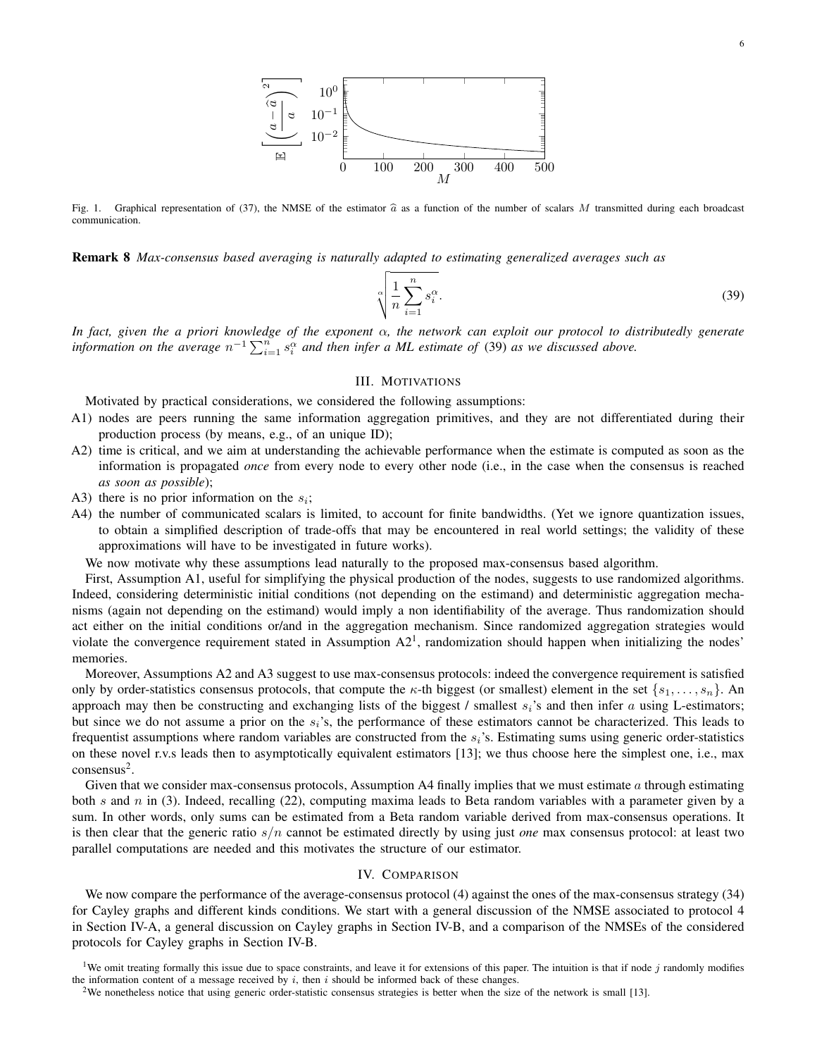Fig. 1. Graphical representation of (37), the NMSE of the estimator $\widehat{a}$ as a function of the number of scalars $M$ transmitted during each broadcast communication.

**Remark 8** *Max-consensus based averaging is naturally adapted to estimating generalized averages such as*

$$\sqrt[\alpha]{\frac{1}{n}\sum_{i=1}^{n} s_i^{\alpha}}. \tag{39}$$

*In fact, given the a priori knowledge of the exponent $\alpha$, the network can exploit our protocol to distributedly generate information on the average $n^{-1}\sum_{i=1}^{n} s_i^{\alpha}$ and then infer a ML estimate of (39) as we discussed above.*

## III. Motivations

Motivated by practical considerations, we considered the following assumptions:

- A1) nodes are peers running the same information aggregation primitives, and they are not differentiated during their production process (by means, e.g., of an unique ID);
- A2) time is critical, and we aim at understanding the achievable performance when the estimate is computed as soon as the information is propagated *once* from every node to every other node (i.e., in the case when the consensus is reached *as soon as possible*);
- A3) there is no prior information on the $s_i$;
- A4) the number of communicated scalars is limited, to account for finite bandwidths. (Yet we ignore quantization issues, to obtain a simplified description of trade-offs that may be encountered in real world settings; the validity of these approximations will have to be investigated in future works).

We now motivate why these assumptions lead naturally to the proposed max-consensus based algorithm.

First, Assumption A1, useful for simplifying the physical production of the nodes, suggests to use randomized algorithms. Indeed, considering deterministic initial conditions (not depending on the estimand) and deterministic aggregation mechanisms (again not depending on the estimand) would imply a non identifiability of the average. Thus randomization should act either on the initial conditions or/and in the aggregation mechanism. Since randomized aggregation strategies would violate the convergence requirement stated in Assumption A2[1], randomization should happen when initializing the nodes' memories.

Moreover, Assumptions A2 and A3 suggest to use max-consensus protocols: indeed the convergence requirement is satisfied only by order-statistics consensus protocols, that compute the $\kappa$-th biggest (or smallest) element in the set $\{s_1, \ldots, s_n\}$. An approach may then be constructing and exchanging lists of the biggest / smallest $s_i$'s and then infer $a$ using L-estimators; but since we do not assume a prior on the $s_i$'s, the performance of these estimators cannot be characterized. This leads to frequentist assumptions where random variables are constructed from the $s_i$'s. Estimating sums using generic order-statistics on these novel r.v.s leads then to asymptotically equivalent estimators [13]; we thus choose here the simplest one, i.e., max consensus[2].

Given that we consider max-consensus protocols, Assumption A4 finally implies that we must estimate $a$ through estimating both $s$ and $n$ in (3). Indeed, recalling (22), computing maxima leads to Beta random variables with a parameter given by a sum. In other words, only sums can be estimated from a Beta random variable derived from max-consensus operations. It is then clear that the generic ratio $s/n$ cannot be estimated directly by using just *one* max consensus protocol: at least two parallel computations are needed and this motivates the structure of our estimator.

## IV. Comparison

We now compare the performance of the average-consensus protocol (4) against the ones of the max-consensus strategy (34) for Cayley graphs and different kinds conditions. We start with a general discussion of the NMSE associated to protocol 4 in Section IV-A, a general discussion on Cayley graphs in Section IV-B, and a comparison of the NMSEs of the considered protocols for Cayley graphs in Section IV-B.

[1] We omit treating formally this issue due to space constraints, and leave it for extensions of this paper. The intuition is that if node $j$ randomly modifies the information content of a message received by $i$, then $i$ should be informed back of these changes.

[2] We nonetheless notice that using generic order-statistic consensus strategies is better when the size of the network is small [13].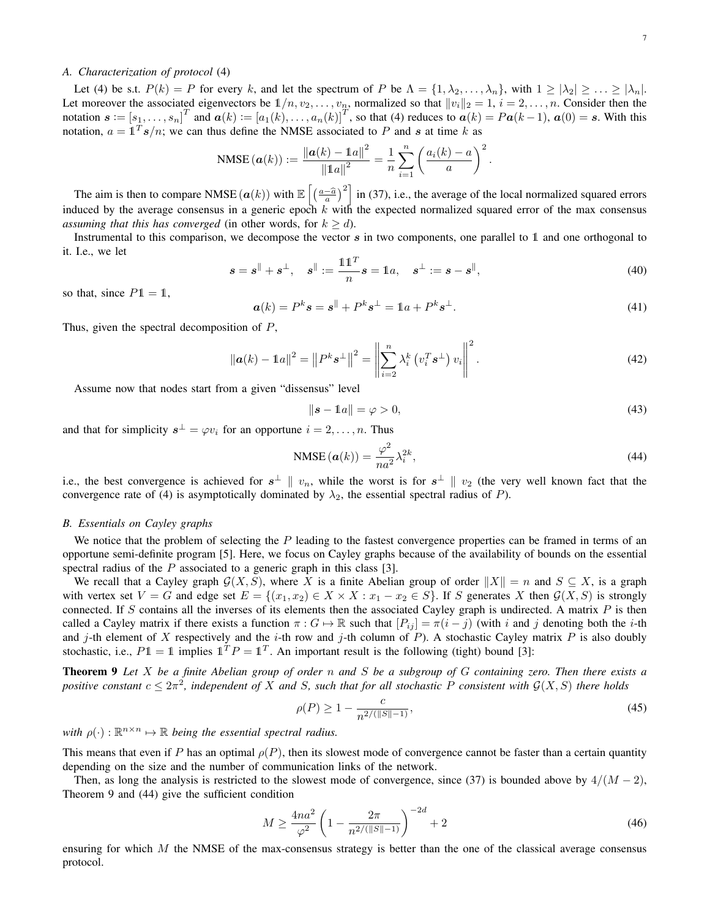### A. Characterization of protocol (4)

Let (4) be s.t. $P(k) = P$ for every $k$, and let the spectrum of $P$ be $\Lambda = \{1, \lambda_2, \ldots, \lambda_n\}$, with $1 \geq |\lambda_2| \geq \ldots \geq |\lambda_n|$. Let moreover the associated eigenvectors be $\mathbb{1}/n, v_2, \ldots, v_n$, normalized so that $\|v_i\|_2 = 1$, $i = 2, \ldots, n$. Consider then the notation $\boldsymbol{s} := [s_1, \ldots, s_n]^T$ and $\boldsymbol{a}(k) := [a_1(k), \ldots, a_n(k)]^T$, so that (4) reduces to $\boldsymbol{a}(k) = P\boldsymbol{a}(k-1)$, $\boldsymbol{a}(0) = \boldsymbol{s}$. With this notation, $a = \mathbb{1}^T\boldsymbol{s}/n$; we can thus define the NMSE associated to $P$ and $\boldsymbol{s}$ at time $k$ as

$$\text{NMSE}\left(\boldsymbol{a}(k)\right) := \frac{\left\|\boldsymbol{a}(k) - \mathbb{1}a\right\|^2}{\left\|\mathbb{1}a\right\|^2} = \frac{1}{n}\sum_{i=1}^{n}\left(\frac{a_i(k) - a}{a}\right)^2.$$

The aim is then to compare $\text{NMSE}\left(\boldsymbol{a}(k)\right)$ with $\mathbb{E}\left[\left(\frac{a-\widehat{a}}{a}\right)^2\right]$ in (37), i.e., the average of the local normalized squared errors induced by the average consensus in a generic epoch $k$ with the expected normalized squared error of the max consensus *assuming that this has converged* (in other words, for $k \geq d$).

Instrumental to this comparison, we decompose the vector $\boldsymbol{s}$ in two components, one parallel to $\mathbb{1}$ and one orthogonal to it. I.e., we let

$$\boldsymbol{s} = \boldsymbol{s}^{\parallel} + \boldsymbol{s}^{\perp}, \quad \boldsymbol{s}^{\parallel} := \frac{\mathbb{1}\mathbb{1}^T}{n}\boldsymbol{s} = \mathbb{1}a, \quad \boldsymbol{s}^{\perp} := \boldsymbol{s} - \boldsymbol{s}^{\parallel}, \tag{40}$$

so that, since $P\mathbb{1} = \mathbb{1}$,

$$\boldsymbol{a}(k) = P^k\boldsymbol{s} = \boldsymbol{s}^{\parallel} + P^k\boldsymbol{s}^{\perp} = \mathbb{1}a + P^k\boldsymbol{s}^{\perp}. \tag{41}$$

Thus, given the spectral decomposition of $P$,

$$\left\|\boldsymbol{a}(k) - \mathbb{1}a\right\|^2 = \left\|P^k\boldsymbol{s}^{\perp}\right\|^2 = \left\|\sum_{i=2}^{n}\lambda_i^k\left(v_i^T\boldsymbol{s}^{\perp}\right)v_i\right\|^2. \tag{42}$$

Assume now that nodes start from a given "dissensus" level

$$\left\|\boldsymbol{s} - \mathbb{1}a\right\| = \varphi > 0, \tag{43}$$

and that for simplicity $\boldsymbol{s}^{\perp} = \varphi v_i$ for an opportune $i = 2, \ldots, n$. Thus

$$\text{NMSE}\left(\boldsymbol{a}(k)\right) = \frac{\varphi^2}{na^2}\lambda_i^{2k}, \tag{44}$$

i.e., the best convergence is achieved for $\boldsymbol{s}^{\perp} \parallel v_n$, while the worst is for $\boldsymbol{s}^{\perp} \parallel v_2$ (the very well known fact that the convergence rate of (4) is asymptotically dominated by $\lambda_2$, the essential spectral radius of $P$).

### B. Essentials on Cayley graphs

We notice that the problem of selecting the $P$ leading to the fastest convergence properties can be framed in terms of an opportune semi-definite program [5]. Here, we focus on Cayley graphs because of the availability of bounds on the essential spectral radius of the $P$ associated to a generic graph in this class [3].

We recall that a Cayley graph $\mathcal{G}(X, S)$, where $X$ is a finite Abelian group of order $\|X\| = n$ and $S \subseteq X$, is a graph with vertex set $V = G$ and edge set $E = \{(x_1, x_2) \in X \times X : x_1 - x_2 \in S\}$. If $S$ generates $X$ then $\mathcal{G}(X, S)$ is strongly connected. If $S$ contains all the inverses of its elements then the associated Cayley graph is undirected. A matrix $P$ is then called a Cayley matrix if there exists a function $\pi : G \mapsto \mathbb{R}$ such that $[P_{ij}] = \pi(i - j)$ (with $i$ and $j$ denoting both the $i$-th and $j$-th element of $X$ respectively and the $i$-th row and $j$-th column of $P$). A stochastic Cayley matrix $P$ is also doubly stochastic, i.e., $P\mathbb{1} = \mathbb{1}$ implies $\mathbb{1}^TP = \mathbb{1}^T$. An important result is the following (tight) bound [3]:

**Theorem 9** *Let $X$ be a finite Abelian group of order $n$ and $S$ be a subgroup of $G$ containing zero. Then there exists a positive constant $c \leq 2\pi^2$, independent of $X$ and $S$, such that for all stochastic $P$ consistent with $\mathcal{G}(X, S)$ there holds*

$$\rho(P) \geq 1 - \frac{c}{n^{2/(\|S\|-1)}}, \tag{45}$$

*with $\rho(\cdot) : \mathbb{R}^{n \times n} \mapsto \mathbb{R}$ being the essential spectral radius.*

This means that even if $P$ has an optimal $\rho(P)$, then its slowest mode of convergence cannot be faster than a certain quantity depending on the size and the number of communication links of the network.

Then, as long the analysis is restricted to the slowest mode of convergence, since (37) is bounded above by $4/(M-2)$, Theorem 9 and (44) give the sufficient condition

$$M \geq \frac{4na^2}{\varphi^2}\left(1 - \frac{2\pi}{n^{2/(\|S\|-1)}}\right)^{-2d} + 2 \tag{46}$$

ensuring for which $M$ the NMSE of the max-consensus strategy is better than the one of the classical average consensus protocol.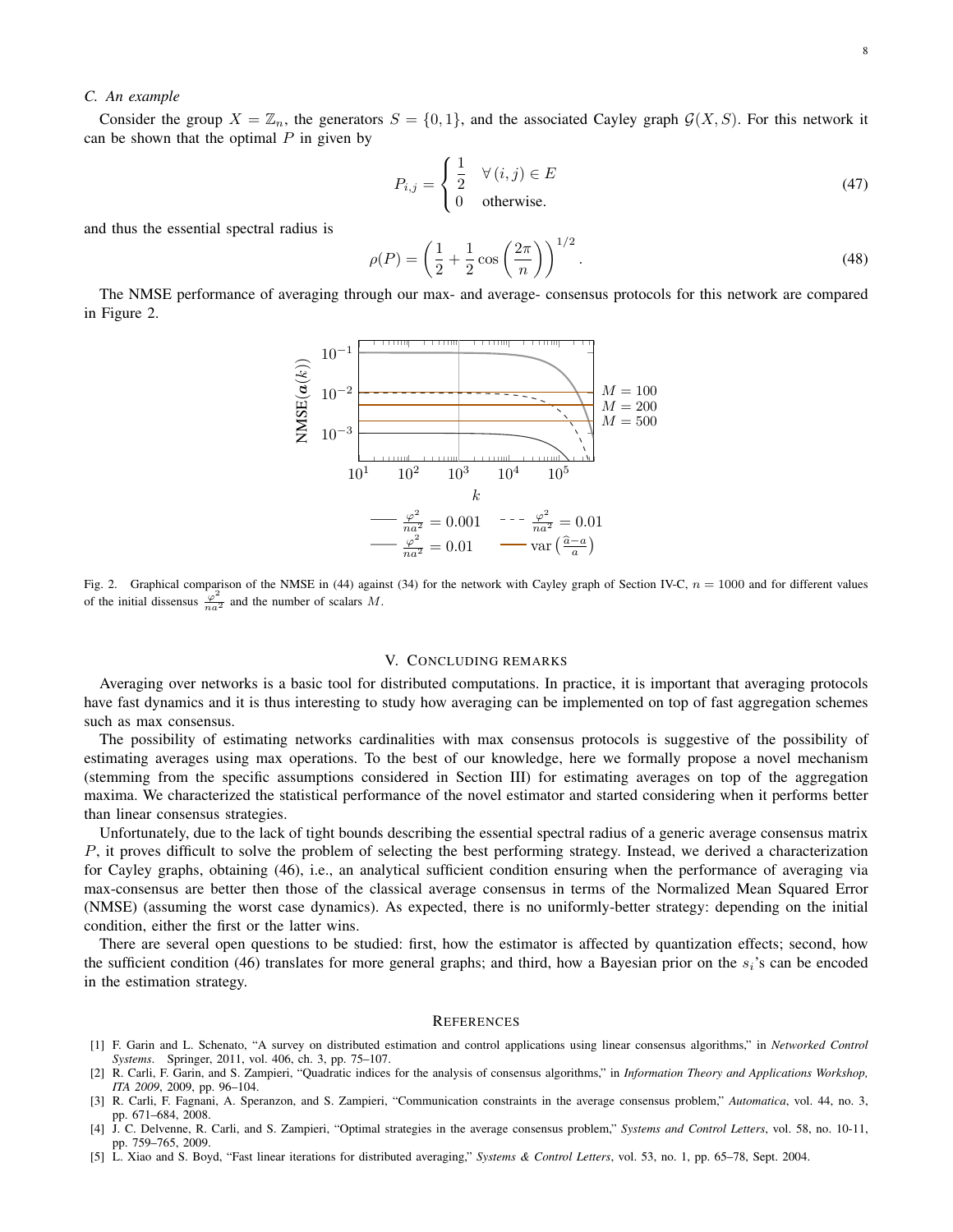### C. An example

Consider the group $X = \mathbb{Z}_n$, the generators $S = \{0, 1\}$, and the associated Cayley graph $\mathcal{G}(X, S)$. For this network it can be shown that the optimal $P$ in given by

$$P_{i,j} = \begin{cases} \dfrac{1}{2} & \forall\,(i,j) \in E \\ 0 & \text{otherwise.} \end{cases} \tag{47}$$

and thus the essential spectral radius is

$$\rho(P) = \left( \frac{1}{2} + \frac{1}{2} \cos\left( \frac{2\pi}{n} \right) \right)^{1/2}. \tag{48}$$

The NMSE performance of averaging through our max- and average- consensus protocols for this network are compared in Figure 2.

Fig. 2. Graphical comparison of the NMSE in (44) against (34) for the network with Cayley graph of Section IV-C, $n = 1000$ and for different values of the initial dissensus $\frac{\varphi^2}{na^2}$ and the number of scalars $M$.

## V. Concluding remarks

Averaging over networks is a basic tool for distributed computations. In practice, it is important that averaging protocols have fast dynamics and it is thus interesting to study how averaging can be implemented on top of fast aggregation schemes such as max consensus.

The possibility of estimating networks cardinalities with max consensus protocols is suggestive of the possibility of estimating averages using max operations. To the best of our knowledge, here we formally propose a novel mechanism (stemming from the specific assumptions considered in Section III) for estimating averages on top of the aggregation maxima. We characterized the statistical performance of the novel estimator and started considering when it performs better than linear consensus strategies.

Unfortunately, due to the lack of tight bounds describing the essential spectral radius of a generic average consensus matrix $P$, it proves difficult to solve the problem of selecting the best performing strategy. Instead, we derived a characterization for Cayley graphs, obtaining (46), i.e., an analytical sufficient condition ensuring when the performance of averaging via max-consensus are better then those of the classical average consensus in terms of the Normalized Mean Squared Error (NMSE) (assuming the worst case dynamics). As expected, there is no uniformly-better strategy: depending on the initial condition, either the first or the latter wins.

There are several open questions to be studied: first, how the estimator is affected by quantization effects; second, how the sufficient condition (46) translates for more general graphs; and third, how a Bayesian prior on the $s_i$'s can be encoded in the estimation strategy.

## References

[1] F. Garin and L. Schenato, "A survey on distributed estimation and control applications using linear consensus algorithms," in *Networked Control Systems*. Springer, 2011, vol. 406, ch. 3, pp. 75–107.

[2] R. Carli, F. Garin, and S. Zampieri, "Quadratic indices for the analysis of consensus algorithms," in *Information Theory and Applications Workshop, ITA 2009*, 2009, pp. 96–104.

[3] R. Carli, F. Fagnani, A. Speranzon, and S. Zampieri, "Communication constraints in the average consensus problem," *Automatica*, vol. 44, no. 3, pp. 671–684, 2008.

[4] J. C. Delvenne, R. Carli, and S. Zampieri, "Optimal strategies in the average consensus problem," *Systems and Control Letters*, vol. 58, no. 10-11, pp. 759–765, 2009.

[5] L. Xiao and S. Boyd, "Fast linear iterations for distributed averaging," *Systems & Control Letters*, vol. 53, no. 1, pp. 65–78, Sept. 2004.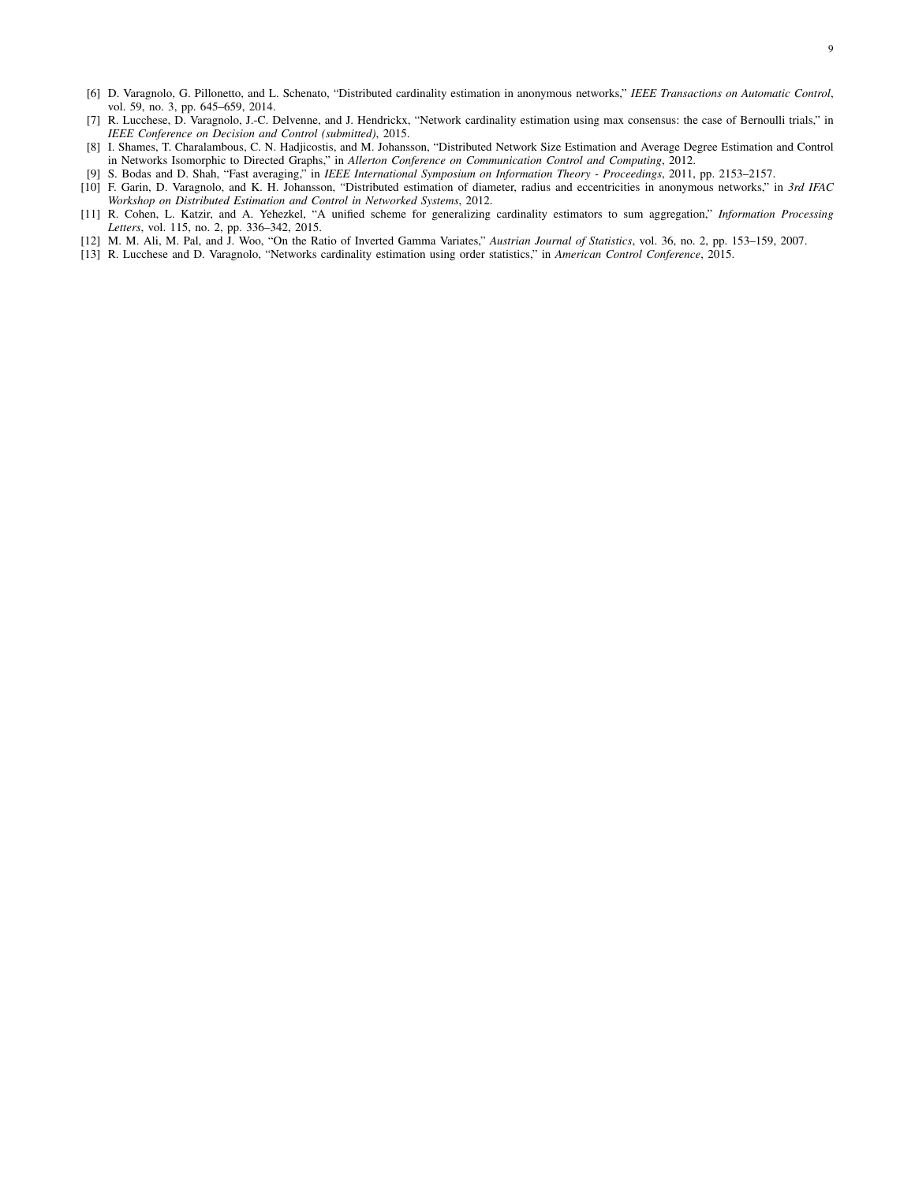[6] D. Varagnolo, G. Pillonetto, and L. Schenato, "Distributed cardinality estimation in anonymous networks," *IEEE Transactions on Automatic Control*, vol. 59, no. 3, pp. 645–659, 2014.

[7] R. Lucchese, D. Varagnolo, J.-C. Delvenne, and J. Hendrickx, "Network cardinality estimation using max consensus: the case of Bernoulli trials," in *IEEE Conference on Decision and Control (submitted)*, 2015.

[8] I. Shames, T. Charalambous, C. N. Hadjicostis, and M. Johansson, "Distributed Network Size Estimation and Average Degree Estimation and Control in Networks Isomorphic to Directed Graphs," in *Allerton Conference on Communication Control and Computing*, 2012.

[9] S. Bodas and D. Shah, "Fast averaging," in *IEEE International Symposium on Information Theory - Proceedings*, 2011, pp. 2153–2157.

[10] F. Garin, D. Varagnolo, and K. H. Johansson, "Distributed estimation of diameter, radius and eccentricities in anonymous networks," in *3rd IFAC Workshop on Distributed Estimation and Control in Networked Systems*, 2012.

[11] R. Cohen, L. Katzir, and A. Yehezkel, "A unified scheme for generalizing cardinality estimators to sum aggregation," *Information Processing Letters*, vol. 115, no. 2, pp. 336–342, 2015.

[12] M. M. Ali, M. Pal, and J. Woo, "On the Ratio of Inverted Gamma Variates," *Austrian Journal of Statistics*, vol. 36, no. 2, pp. 153–159, 2007.

[13] R. Lucchese and D. Varagnolo, "Networks cardinality estimation using order statistics," in *American Control Conference*, 2015.